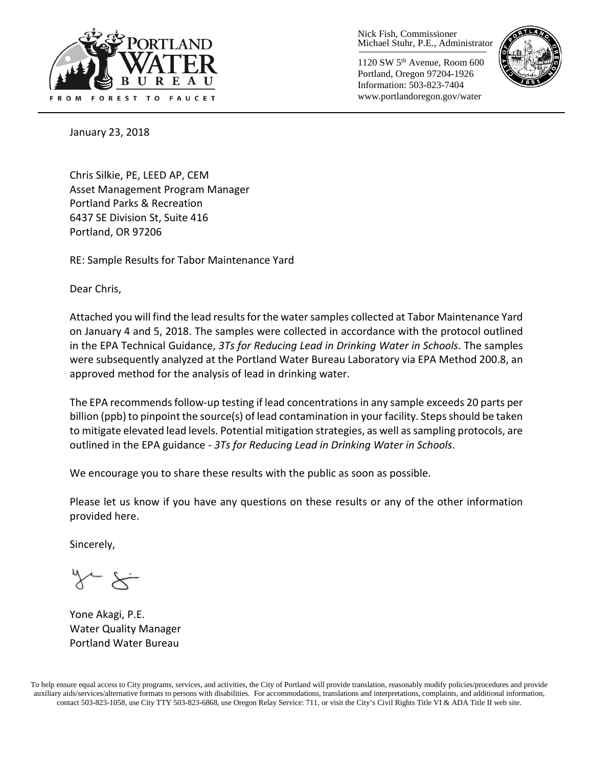Nick Fish, Commissioner
Michael Stuhr, P.E., Administrator

1120 SW 5th Avenue, Room 600
Portland, Oregon 97204-1926
Information: 503-823-7404
www.portlandoregon.gov/water

January 23, 2018

Chris Silkie, PE, LEED AP, CEM
Asset Management Program Manager
Portland Parks & Recreation
6437 SE Division St, Suite 416
Portland, OR 97206

RE: Sample Results for Tabor Maintenance Yard

Dear Chris,

Attached you will find the lead results for the water samples collected at Tabor Maintenance Yard on January 4 and 5, 2018. The samples were collected in accordance with the protocol outlined in the EPA Technical Guidance, *3Ts for Reducing Lead in Drinking Water in Schools*. The samples were subsequently analyzed at the Portland Water Bureau Laboratory via EPA Method 200.8, an approved method for the analysis of lead in drinking water.

The EPA recommends follow-up testing if lead concentrations in any sample exceeds 20 parts per billion (ppb) to pinpoint the source(s) of lead contamination in your facility. Steps should be taken to mitigate elevated lead levels. Potential mitigation strategies, as well as sampling protocols, are outlined in the EPA guidance - *3Ts for Reducing Lead in Drinking Water in Schools*.

We encourage you to share these results with the public as soon as possible.

Please let us know if you have any questions on these results or any of the other information provided here.

Sincerely,

Yone Akagi, P.E.
Water Quality Manager
Portland Water Bureau

To help ensure equal access to City programs, services, and activities, the City of Portland will provide translation, reasonably modify policies/procedures and provide auxiliary aids/services/alternative formats to persons with disabilities. For accommodations, translations and interpretations, complaints, and additional information, contact 503-823-1058, use City TTY 503-823-6868, use Oregon Relay Service: 711, or visit the City's Civil Rights Title VI & ADA Title II web site.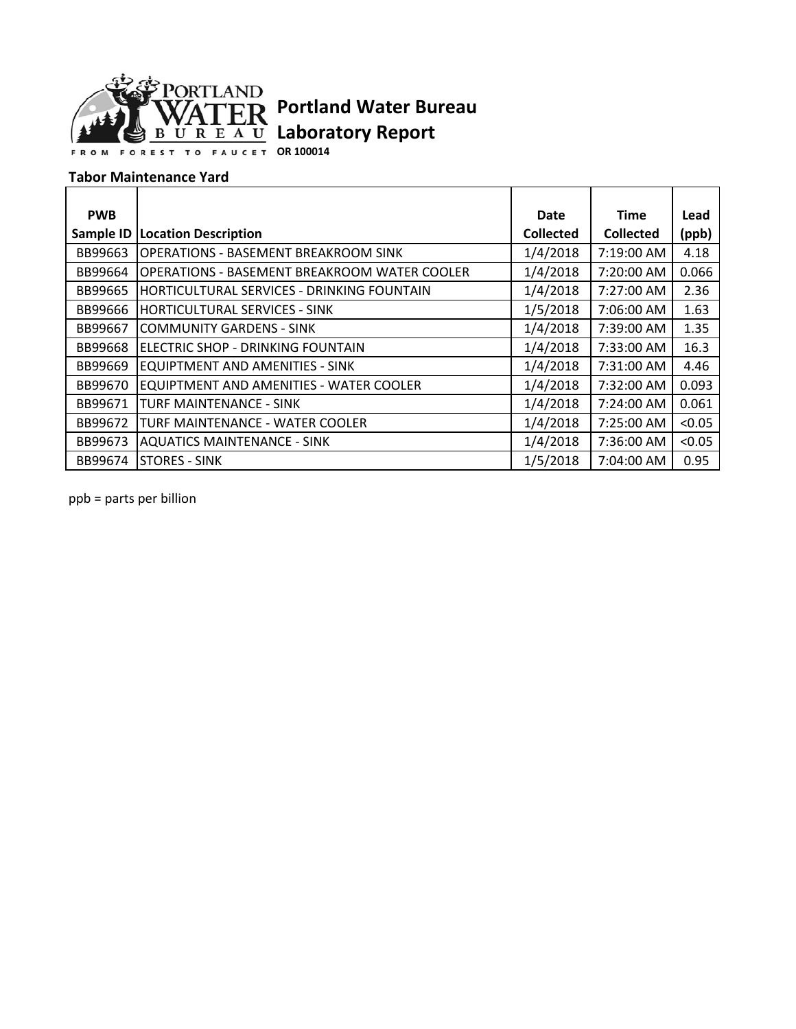# Portland Water Bureau
## Laboratory Report

**OR 100014**

**Tabor Maintenance Yard**

| PWB Sample ID | Location Description | Date Collected | Time Collected | Lead (ppb) |
|---|---|---|---|---|
| BB99663 | OPERATIONS - BASEMENT BREAKROOM SINK | 1/4/2018 | 7:19:00 AM | 4.18 |
| BB99664 | OPERATIONS - BASEMENT BREAKROOM WATER COOLER | 1/4/2018 | 7:20:00 AM | 0.066 |
| BB99665 | HORTICULTURAL SERVICES - DRINKING FOUNTAIN | 1/4/2018 | 7:27:00 AM | 2.36 |
| BB99666 | HORTICULTURAL SERVICES - SINK | 1/5/2018 | 7:06:00 AM | 1.63 |
| BB99667 | COMMUNITY GARDENS - SINK | 1/4/2018 | 7:39:00 AM | 1.35 |
| BB99668 | ELECTRIC SHOP - DRINKING FOUNTAIN | 1/4/2018 | 7:33:00 AM | 16.3 |
| BB99669 | EQUIPMENT AND AMENITIES - SINK | 1/4/2018 | 7:31:00 AM | 4.46 |
| BB99670 | EQUIPMENT AND AMENITIES - WATER COOLER | 1/4/2018 | 7:32:00 AM | 0.093 |
| BB99671 | TURF MAINTENANCE - SINK | 1/4/2018 | 7:24:00 AM | 0.061 |
| BB99672 | TURF MAINTENANCE - WATER COOLER | 1/4/2018 | 7:25:00 AM | <0.05 |
| BB99673 | AQUATICS MAINTENANCE - SINK | 1/4/2018 | 7:36:00 AM | <0.05 |
| BB99674 | STORES - SINK | 1/5/2018 | 7:04:00 AM | 0.95 |

ppb = parts per billion